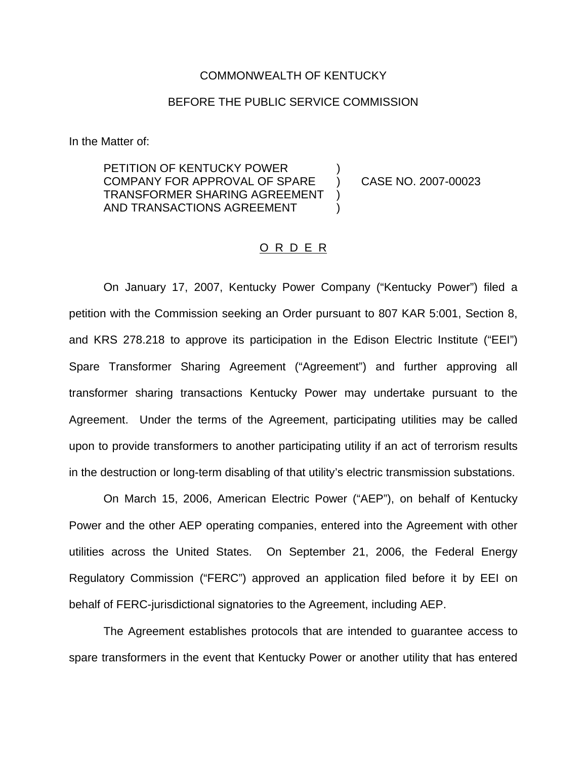COMMONWEALTH OF KENTUCKY

BEFORE THE PUBLIC SERVICE COMMISSION

In the Matter of:

| | | |
|---|---|---|
| PETITION OF KENTUCKY POWER COMPANY FOR APPROVAL OF SPARE TRANSFORMER SHARING AGREEMENT AND TRANSACTIONS AGREEMENT | ) | CASE NO. 2007-00023 |

## O R D E R

On January 17, 2007, Kentucky Power Company ("Kentucky Power") filed a petition with the Commission seeking an Order pursuant to 807 KAR 5:001, Section 8, and KRS 278.218 to approve its participation in the Edison Electric Institute ("EEI") Spare Transformer Sharing Agreement ("Agreement") and further approving all transformer sharing transactions Kentucky Power may undertake pursuant to the Agreement. Under the terms of the Agreement, participating utilities may be called upon to provide transformers to another participating utility if an act of terrorism results in the destruction or long-term disabling of that utility's electric transmission substations.

On March 15, 2006, American Electric Power ("AEP"), on behalf of Kentucky Power and the other AEP operating companies, entered into the Agreement with other utilities across the United States. On September 21, 2006, the Federal Energy Regulatory Commission ("FERC") approved an application filed before it by EEI on behalf of FERC-jurisdictional signatories to the Agreement, including AEP.

The Agreement establishes protocols that are intended to guarantee access to spare transformers in the event that Kentucky Power or another utility that has entered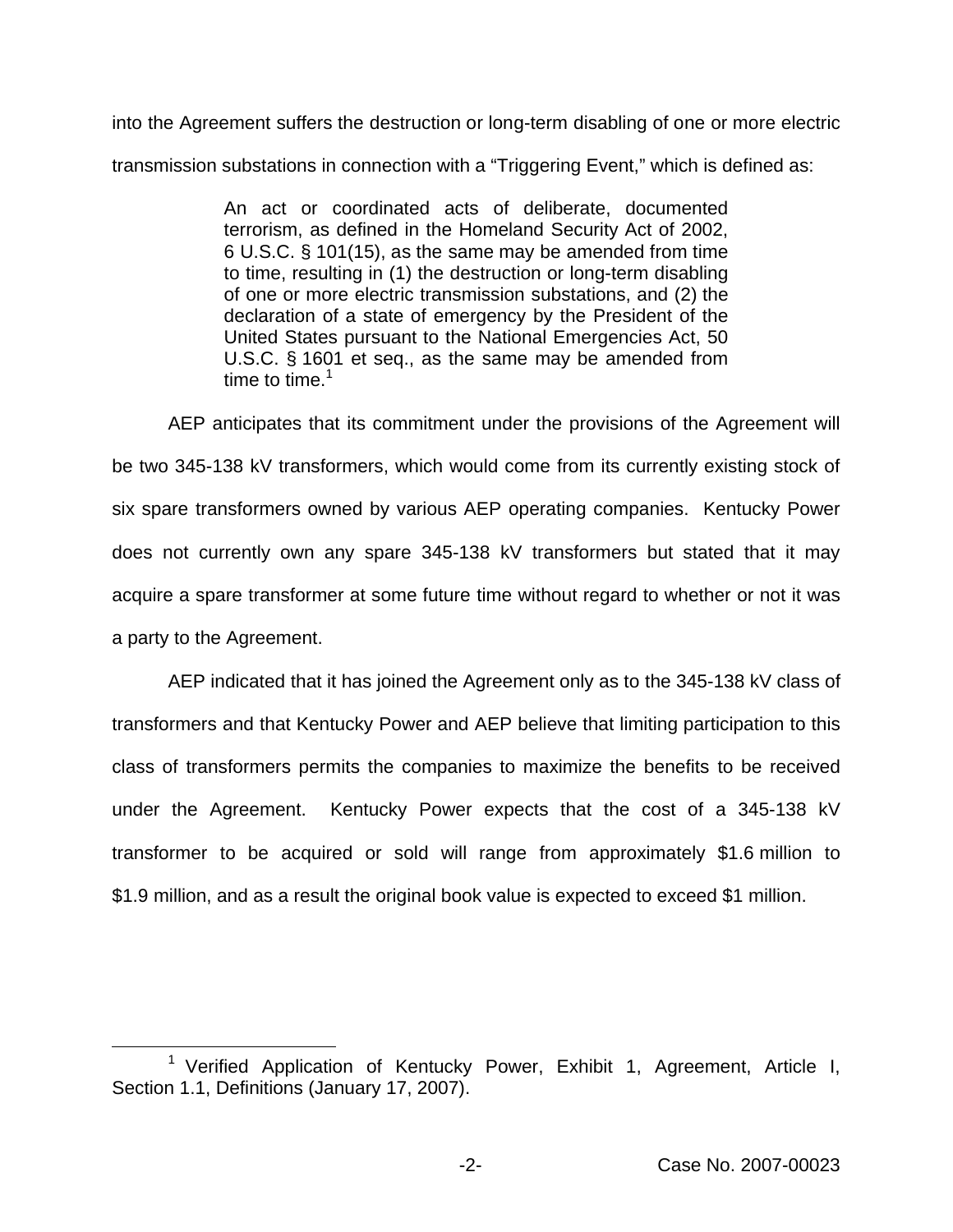into the Agreement suffers the destruction or long-term disabling of one or more electric transmission substations in connection with a "Triggering Event," which is defined as:

> An act or coordinated acts of deliberate, documented terrorism, as defined in the Homeland Security Act of 2002, 6 U.S.C. § 101(15), as the same may be amended from time to time, resulting in (1) the destruction or long-term disabling of one or more electric transmission substations, and (2) the declaration of a state of emergency by the President of the United States pursuant to the National Emergencies Act, 50 U.S.C. § 1601 et seq., as the same may be amended from time to time.[1]

AEP anticipates that its commitment under the provisions of the Agreement will be two 345-138 kV transformers, which would come from its currently existing stock of six spare transformers owned by various AEP operating companies. Kentucky Power does not currently own any spare 345-138 kV transformers but stated that it may acquire a spare transformer at some future time without regard to whether or not it was a party to the Agreement.

AEP indicated that it has joined the Agreement only as to the 345-138 kV class of transformers and that Kentucky Power and AEP believe that limiting participation to this class of transformers permits the companies to maximize the benefits to be received under the Agreement. Kentucky Power expects that the cost of a 345-138 kV transformer to be acquired or sold will range from approximately \$1.6 million to \$1.9 million, and as a result the original book value is expected to exceed \$1 million.

[1] Verified Application of Kentucky Power, Exhibit 1, Agreement, Article I, Section 1.1, Definitions (January 17, 2007).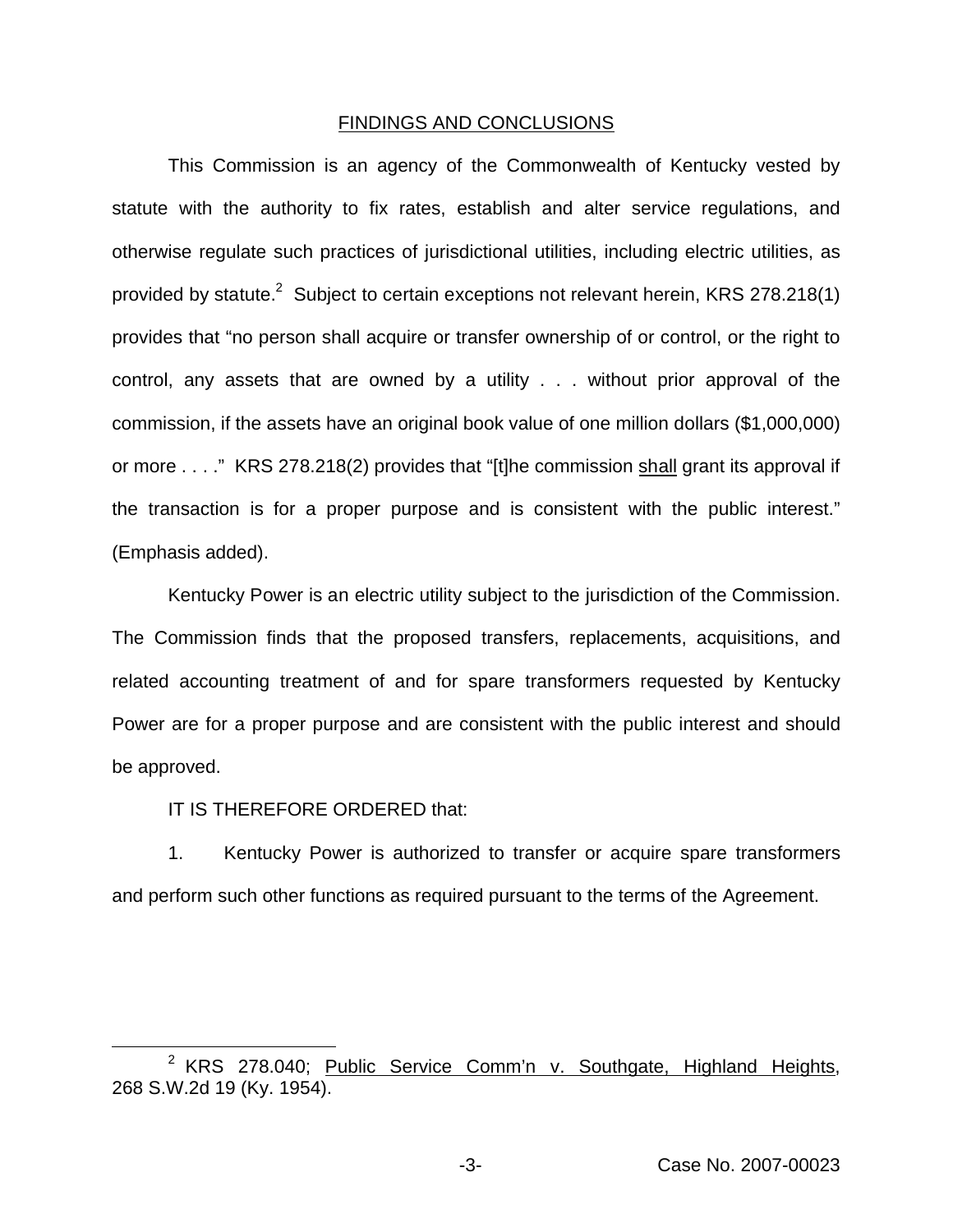## FINDINGS AND CONCLUSIONS

This Commission is an agency of the Commonwealth of Kentucky vested by statute with the authority to fix rates, establish and alter service regulations, and otherwise regulate such practices of jurisdictional utilities, including electric utilities, as provided by statute.[2] Subject to certain exceptions not relevant herein, KRS 278.218(1) provides that "no person shall acquire or transfer ownership of or control, or the right to control, any assets that are owned by a utility . . . without prior approval of the commission, if the assets have an original book value of one million dollars ($1,000,000) or more . . . ." KRS 278.218(2) provides that "[t]he commission shall grant its approval if the transaction is for a proper purpose and is consistent with the public interest." (Emphasis added).

Kentucky Power is an electric utility subject to the jurisdiction of the Commission. The Commission finds that the proposed transfers, replacements, acquisitions, and related accounting treatment of and for spare transformers requested by Kentucky Power are for a proper purpose and are consistent with the public interest and should be approved.

IT IS THEREFORE ORDERED that:

1. Kentucky Power is authorized to transfer or acquire spare transformers and perform such other functions as required pursuant to the terms of the Agreement.

[2] KRS 278.040; Public Service Comm'n v. Southgate, Highland Heights, 268 S.W.2d 19 (Ky. 1954).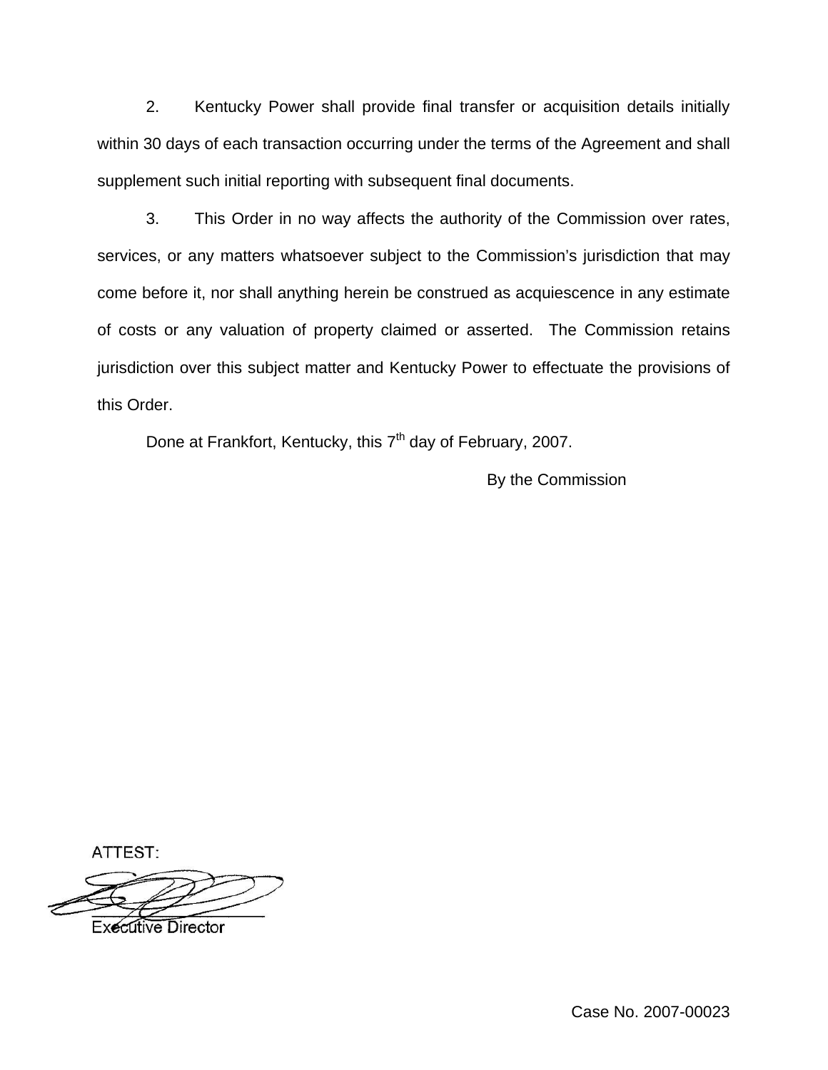2. Kentucky Power shall provide final transfer or acquisition details initially within 30 days of each transaction occurring under the terms of the Agreement and shall supplement such initial reporting with subsequent final documents.

3. This Order in no way affects the authority of the Commission over rates, services, or any matters whatsoever subject to the Commission's jurisdiction that may come before it, nor shall anything herein be construed as acquiescence in any estimate of costs or any valuation of property claimed or asserted. The Commission retains jurisdiction over this subject matter and Kentucky Power to effectuate the provisions of this Order.

Done at Frankfort, Kentucky, this 7th day of February, 2007.

By the Commission

ATTEST:

Executive Director

Case No. 2007-00023